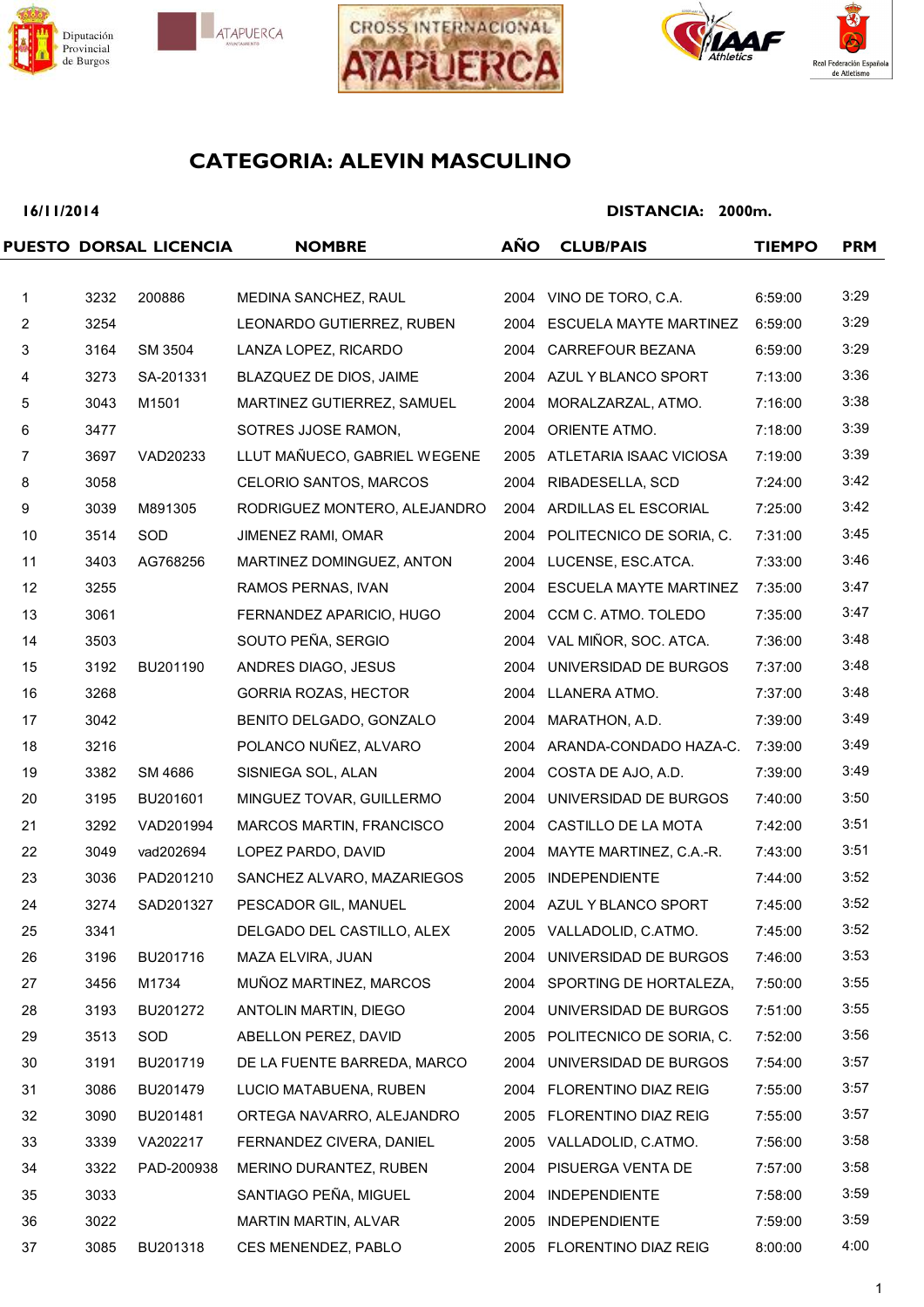CROSS INTERNACIONAL ATAPUERCA

# CATEGORIA: ALEVIN MASCULINO

**16/11/2014** **DISTANCIA: 2000m.**

| PUESTO | DORSAL | LICENCIA | NOMBRE | AÑO | CLUB/PAIS | TIEMPO | PRM |
|---|---|---|---|---|---|---|---|
| 1 | 3232 | 200886 | MEDINA SANCHEZ, RAUL | 2004 | VINO DE TORO, C.A. | 6:59:00 | 3:29 |
| 2 | 3254 | | LEONARDO GUTIERREZ, RUBEN | 2004 | ESCUELA MAYTE MARTINEZ | 6:59:00 | 3:29 |
| 3 | 3164 | SM 3504 | LANZA LOPEZ, RICARDO | 2004 | CARREFOUR BEZANA | 6:59:00 | 3:29 |
| 4 | 3273 | SA-201331 | BLAZQUEZ DE DIOS, JAIME | 2004 | AZUL Y BLANCO SPORT | 7:13:00 | 3:36 |
| 5 | 3043 | M1501 | MARTINEZ GUTIERREZ, SAMUEL | 2004 | MORALZARZAL, ATMO. | 7:16:00 | 3:38 |
| 6 | 3477 | | SOTRES JJOSE RAMON, | 2004 | ORIENTE ATMO. | 7:18:00 | 3:39 |
| 7 | 3697 | VAD20233 | LLUT MAÑUECO, GABRIEL WEGENE | 2005 | ATLETARIA ISAAC VICIOSA | 7:19:00 | 3:39 |
| 8 | 3058 | | CELORIO SANTOS, MARCOS | 2004 | RIBADESELLA, SCD | 7:24:00 | 3:42 |
| 9 | 3039 | M891305 | RODRIGUEZ MONTERO, ALEJANDRO | 2004 | ARDILLAS EL ESCORIAL | 7:25:00 | 3:42 |
| 10 | 3514 | SOD | JIMENEZ RAMI, OMAR | 2004 | POLITECNICO DE SORIA, C. | 7:31:00 | 3:45 |
| 11 | 3403 | AG768256 | MARTINEZ DOMINGUEZ, ANTON | 2004 | LUCENSE, ESC.ATCA. | 7:33:00 | 3:46 |
| 12 | 3255 | | RAMOS PERNAS, IVAN | 2004 | ESCUELA MAYTE MARTINEZ | 7:35:00 | 3:47 |
| 13 | 3061 | | FERNANDEZ APARICIO, HUGO | 2004 | CCM C. ATMO. TOLEDO | 7:35:00 | 3:47 |
| 14 | 3503 | | SOUTO PEÑA, SERGIO | 2004 | VAL MIÑOR, SOC. ATCA. | 7:36:00 | 3:48 |
| 15 | 3192 | BU201190 | ANDRES DIAGO, JESUS | 2004 | UNIVERSIDAD DE BURGOS | 7:37:00 | 3:48 |
| 16 | 3268 | | GORRIA ROZAS, HECTOR | 2004 | LLANERA ATMO. | 7:37:00 | 3:48 |
| 17 | 3042 | | BENITO DELGADO, GONZALO | 2004 | MARATHON, A.D. | 7:39:00 | 3:49 |
| 18 | 3216 | | POLANCO NUÑEZ, ALVARO | 2004 | ARANDA-CONDADO HAZA-C. | 7:39:00 | 3:49 |
| 19 | 3382 | SM 4686 | SISNIEGA SOL, ALAN | 2004 | COSTA DE AJO, A.D. | 7:39:00 | 3:49 |
| 20 | 3195 | BU201601 | MINGUEZ TOVAR, GUILLERMO | 2004 | UNIVERSIDAD DE BURGOS | 7:40:00 | 3:50 |
| 21 | 3292 | VAD201994 | MARCOS MARTIN, FRANCISCO | 2004 | CASTILLO DE LA MOTA | 7:42:00 | 3:51 |
| 22 | 3049 | vad202694 | LOPEZ PARDO, DAVID | 2004 | MAYTE MARTINEZ, C.A.-R. | 7:43:00 | 3:51 |
| 23 | 3036 | PAD201210 | SANCHEZ ALVARO, MAZARIEGOS | 2005 | INDEPENDIENTE | 7:44:00 | 3:52 |
| 24 | 3274 | SAD201327 | PESCADOR GIL, MANUEL | 2004 | AZUL Y BLANCO SPORT | 7:45:00 | 3:52 |
| 25 | 3341 | | DELGADO DEL CASTILLO, ALEX | 2005 | VALLADOLID, C.ATMO. | 7:45:00 | 3:52 |
| 26 | 3196 | BU201716 | MAZA ELVIRA, JUAN | 2004 | UNIVERSIDAD DE BURGOS | 7:46:00 | 3:53 |
| 27 | 3456 | M1734 | MUÑOZ MARTINEZ, MARCOS | 2004 | SPORTING DE HORTALEZA, | 7:50:00 | 3:55 |
| 28 | 3193 | BU201272 | ANTOLIN MARTIN, DIEGO | 2004 | UNIVERSIDAD DE BURGOS | 7:51:00 | 3:55 |
| 29 | 3513 | SOD | ABELLON PEREZ, DAVID | 2005 | POLITECNICO DE SORIA, C. | 7:52:00 | 3:56 |
| 30 | 3191 | BU201719 | DE LA FUENTE BARREDA, MARCO | 2004 | UNIVERSIDAD DE BURGOS | 7:54:00 | 3:57 |
| 31 | 3086 | BU201479 | LUCIO MATABUENA, RUBEN | 2004 | FLORENTINO DIAZ REIG | 7:55:00 | 3:57 |
| 32 | 3090 | BU201481 | ORTEGA NAVARRO, ALEJANDRO | 2005 | FLORENTINO DIAZ REIG | 7:55:00 | 3:57 |
| 33 | 3339 | VA202217 | FERNANDEZ CIVERA, DANIEL | 2005 | VALLADOLID, C.ATMO. | 7:56:00 | 3:58 |
| 34 | 3322 | PAD-200938 | MERINO DURANTEZ, RUBEN | 2004 | PISUERGA VENTA DE | 7:57:00 | 3:58 |
| 35 | 3033 | | SANTIAGO PEÑA, MIGUEL | 2004 | INDEPENDIENTE | 7:58:00 | 3:59 |
| 36 | 3022 | | MARTIN MARTIN, ALVAR | 2005 | INDEPENDIENTE | 7:59:00 | 3:59 |
| 37 | 3085 | BU201318 | CES MENENDEZ, PABLO | 2005 | FLORENTINO DIAZ REIG | 8:00:00 | 4:00 |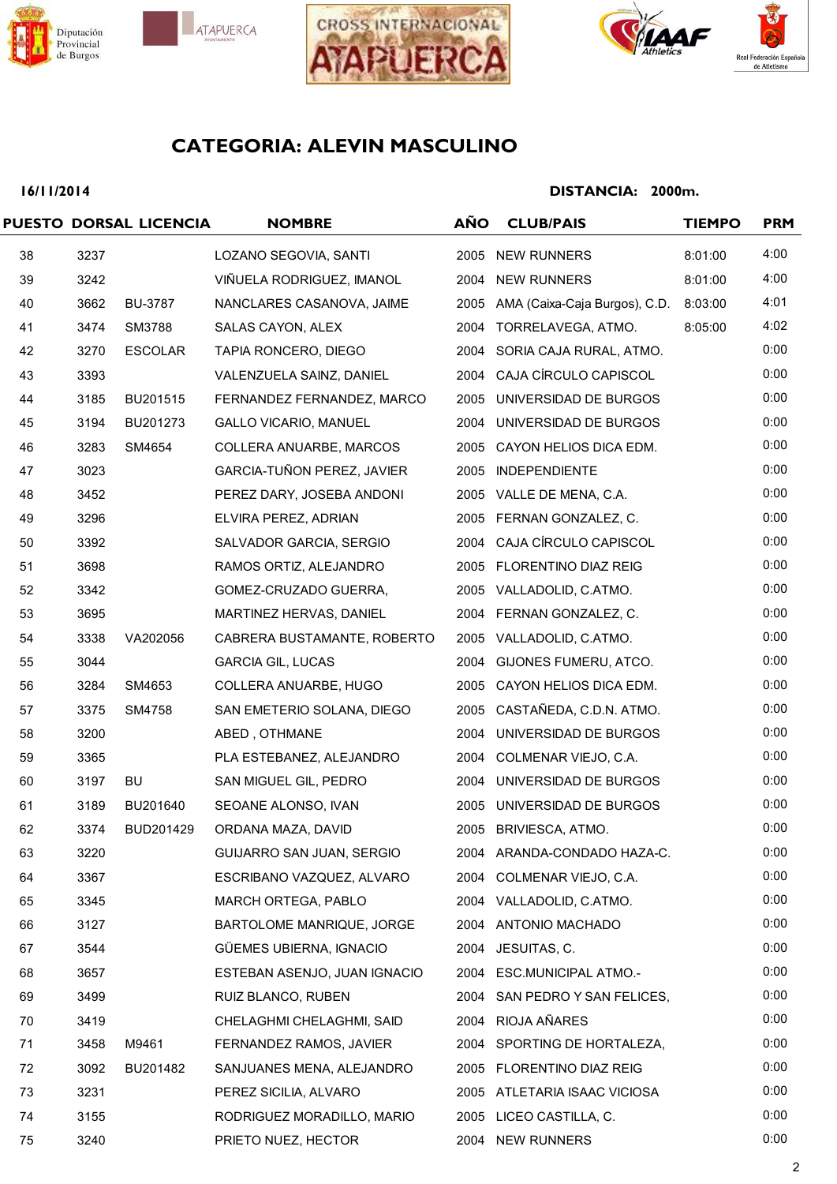## CATEGORIA: ALEVIN MASCULINO

**16/11/2014** **DISTANCIA: 2000m.**

| PUESTO | DORSAL | LICENCIA | NOMBRE | AÑO | CLUB/PAIS | TIEMPO | PRM |
|---|---|---|---|---|---|---|---|
| 38 | 3237 | | LOZANO SEGOVIA, SANTI | 2005 | NEW RUNNERS | 8:01:00 | 4:00 |
| 39 | 3242 | | VIÑUELA RODRIGUEZ, IMANOL | 2004 | NEW RUNNERS | 8:01:00 | 4:00 |
| 40 | 3662 | BU-3787 | NANCLARES CASANOVA, JAIME | 2005 | AMA (Caixa-Caja Burgos), C.D. | 8:03:00 | 4:01 |
| 41 | 3474 | SM3788 | SALAS CAYON, ALEX | 2004 | TORRELAVEGA, ATMO. | 8:05:00 | 4:02 |
| 42 | 3270 | ESCOLAR | TAPIA RONCERO, DIEGO | 2004 | SORIA CAJA RURAL, ATMO. | | 0:00 |
| 43 | 3393 | | VALENZUELA SAINZ, DANIEL | 2004 | CAJA CÍRCULO CAPISCOL | | 0:00 |
| 44 | 3185 | BU201515 | FERNANDEZ FERNANDEZ, MARCO | 2005 | UNIVERSIDAD DE BURGOS | | 0:00 |
| 45 | 3194 | BU201273 | GALLO VICARIO, MANUEL | 2004 | UNIVERSIDAD DE BURGOS | | 0:00 |
| 46 | 3283 | SM4654 | COLLERA ANUARBE, MARCOS | 2005 | CAYON HELIOS DICA EDM. | | 0:00 |
| 47 | 3023 | | GARCIA-TUÑON PEREZ, JAVIER | 2005 | INDEPENDIENTE | | 0:00 |
| 48 | 3452 | | PEREZ DARY, JOSEBA ANDONI | 2005 | VALLE DE MENA, C.A. | | 0:00 |
| 49 | 3296 | | ELVIRA PEREZ, ADRIAN | 2005 | FERNAN GONZALEZ, C. | | 0:00 |
| 50 | 3392 | | SALVADOR GARCIA, SERGIO | 2004 | CAJA CÍRCULO CAPISCOL | | 0:00 |
| 51 | 3698 | | RAMOS ORTIZ, ALEJANDRO | 2005 | FLORENTINO DIAZ REIG | | 0:00 |
| 52 | 3342 | | GOMEZ-CRUZADO GUERRA, | 2005 | VALLADOLID, C.ATMO. | | 0:00 |
| 53 | 3695 | | MARTINEZ HERVAS, DANIEL | 2004 | FERNAN GONZALEZ, C. | | 0:00 |
| 54 | 3338 | VA202056 | CABRERA BUSTAMANTE, ROBERTO | 2005 | VALLADOLID, C.ATMO. | | 0:00 |
| 55 | 3044 | | GARCIA GIL, LUCAS | 2004 | GIJONES FUMERU, ATCO. | | 0:00 |
| 56 | 3284 | SM4653 | COLLERA ANUARBE, HUGO | 2005 | CAYON HELIOS DICA EDM. | | 0:00 |
| 57 | 3375 | SM4758 | SAN EMETERIO SOLANA, DIEGO | 2005 | CASTAÑEDA, C.D.N. ATMO. | | 0:00 |
| 58 | 3200 | | ABED , OTHMANE | 2004 | UNIVERSIDAD DE BURGOS | | 0:00 |
| 59 | 3365 | | PLA ESTEBANEZ, ALEJANDRO | 2004 | COLMENAR VIEJO, C.A. | | 0:00 |
| 60 | 3197 | BU | SAN MIGUEL GIL, PEDRO | 2004 | UNIVERSIDAD DE BURGOS | | 0:00 |
| 61 | 3189 | BU201640 | SEOANE ALONSO, IVAN | 2005 | UNIVERSIDAD DE BURGOS | | 0:00 |
| 62 | 3374 | BUD201429 | ORDANA MAZA, DAVID | 2005 | BRIVIESCA, ATMO. | | 0:00 |
| 63 | 3220 | | GUIJARRO SAN JUAN, SERGIO | 2004 | ARANDA-CONDADO HAZA-C. | | 0:00 |
| 64 | 3367 | | ESCRIBANO VAZQUEZ, ALVARO | 2004 | COLMENAR VIEJO, C.A. | | 0:00 |
| 65 | 3345 | | MARCH ORTEGA, PABLO | 2004 | VALLADOLID, C.ATMO. | | 0:00 |
| 66 | 3127 | | BARTOLOME MANRIQUE, JORGE | 2004 | ANTONIO MACHADO | | 0:00 |
| 67 | 3544 | | GÜEMES UBIERNA, IGNACIO | 2004 | JESUITAS, C. | | 0:00 |
| 68 | 3657 | | ESTEBAN ASENJO, JUAN IGNACIO | 2004 | ESC.MUNICIPAL ATMO.- | | 0:00 |
| 69 | 3499 | | RUIZ BLANCO, RUBEN | 2004 | SAN PEDRO Y SAN FELICES, | | 0:00 |
| 70 | 3419 | | CHELAGHMI CHELAGHMI, SAID | 2004 | RIOJA AÑARES | | 0:00 |
| 71 | 3458 | M9461 | FERNANDEZ RAMOS, JAVIER | 2004 | SPORTING DE HORTALEZA, | | 0:00 |
| 72 | 3092 | BU201482 | SANJUANES MENA, ALEJANDRO | 2005 | FLORENTINO DIAZ REIG | | 0:00 |
| 73 | 3231 | | PEREZ SICILIA, ALVARO | 2005 | ATLETARIA ISAAC VICIOSA | | 0:00 |
| 74 | 3155 | | RODRIGUEZ MORADILLO, MARIO | 2005 | LICEO CASTILLA, C. | | 0:00 |
| 75 | 3240 | | PRIETO NUEZ, HECTOR | 2004 | NEW RUNNERS | | 0:00 |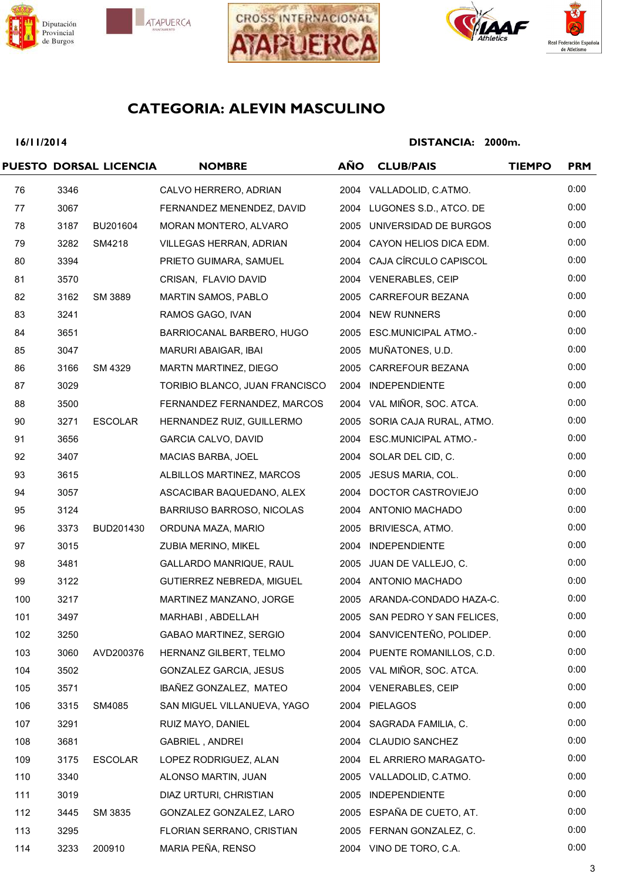## CATEGORIA: ALEVIN MASCULINO

**16/11/2014** **DISTANCIA: 2000m.**

| PUESTO | DORSAL | LICENCIA | NOMBRE | AÑO | CLUB/PAIS | TIEMPO | PRM |
|---|---|---|---|---|---|---|---|
| 76 | 3346 | | CALVO HERRERO, ADRIAN | 2004 | VALLADOLID, C.ATMO. | | 0:00 |
| 77 | 3067 | | FERNANDEZ MENENDEZ, DAVID | 2004 | LUGONES S.D., ATCO. DE | | 0:00 |
| 78 | 3187 | BU201604 | MORAN MONTERO, ALVARO | 2005 | UNIVERSIDAD DE BURGOS | | 0:00 |
| 79 | 3282 | SM4218 | VILLEGAS HERRAN, ADRIAN | 2004 | CAYON HELIOS DICA EDM. | | 0:00 |
| 80 | 3394 | | PRIETO GUIMARA, SAMUEL | 2004 | CAJA CÍRCULO CAPISCOL | | 0:00 |
| 81 | 3570 | | CRISAN, FLAVIO DAVID | 2004 | VENERABLES, CEIP | | 0:00 |
| 82 | 3162 | SM 3889 | MARTIN SAMOS, PABLO | 2005 | CARREFOUR BEZANA | | 0:00 |
| 83 | 3241 | | RAMOS GAGO, IVAN | 2004 | NEW RUNNERS | | 0:00 |
| 84 | 3651 | | BARRIOCANAL BARBERO, HUGO | 2005 | ESC.MUNICIPAL ATMO.- | | 0:00 |
| 85 | 3047 | | MARURI ABAIGAR, IBAI | 2005 | MUÑATONES, U.D. | | 0:00 |
| 86 | 3166 | SM 4329 | MARTN MARTINEZ, DIEGO | 2005 | CARREFOUR BEZANA | | 0:00 |
| 87 | 3029 | | TORIBIO BLANCO, JUAN FRANCISCO | 2004 | INDEPENDIENTE | | 0:00 |
| 88 | 3500 | | FERNANDEZ FERNANDEZ, MARCOS | 2004 | VAL MIÑOR, SOC. ATCA. | | 0:00 |
| 90 | 3271 | ESCOLAR | HERNANDEZ RUIZ, GUILLERMO | 2005 | SORIA CAJA RURAL, ATMO. | | 0:00 |
| 91 | 3656 | | GARCIA CALVO, DAVID | 2004 | ESC.MUNICIPAL ATMO.- | | 0:00 |
| 92 | 3407 | | MACIAS BARBA, JOEL | 2004 | SOLAR DEL CID, C. | | 0:00 |
| 93 | 3615 | | ALBILLOS MARTINEZ, MARCOS | 2005 | JESUS MARIA, COL. | | 0:00 |
| 94 | 3057 | | ASCACIBAR BAQUEDANO, ALEX | 2004 | DOCTOR CASTROVIEJO | | 0:00 |
| 95 | 3124 | | BARRIUSO BARROSO, NICOLAS | 2004 | ANTONIO MACHADO | | 0:00 |
| 96 | 3373 | BUD201430 | ORDUNA MAZA, MARIO | 2005 | BRIVIESCA, ATMO. | | 0:00 |
| 97 | 3015 | | ZUBIA MERINO, MIKEL | 2004 | INDEPENDIENTE | | 0:00 |
| 98 | 3481 | | GALLARDO MANRIQUE, RAUL | 2005 | JUAN DE VALLEJO, C. | | 0:00 |
| 99 | 3122 | | GUTIERREZ NEBREDA, MIGUEL | 2004 | ANTONIO MACHADO | | 0:00 |
| 100 | 3217 | | MARTINEZ MANZANO, JORGE | 2005 | ARANDA-CONDADO HAZA-C. | | 0:00 |
| 101 | 3497 | | MARHABI , ABDELLAH | 2005 | SAN PEDRO Y SAN FELICES, | | 0:00 |
| 102 | 3250 | | GABAO MARTINEZ, SERGIO | 2004 | SANVICENTEÑO, POLIDEP. | | 0:00 |
| 103 | 3060 | AVD200376 | HERNANZ GILBERT, TELMO | 2004 | PUENTE ROMANILLOS, C.D. | | 0:00 |
| 104 | 3502 | | GONZALEZ GARCIA, JESUS | 2005 | VAL MIÑOR, SOC. ATCA. | | 0:00 |
| 105 | 3571 | | IBAÑEZ GONZALEZ, MATEO | 2004 | VENERABLES, CEIP | | 0:00 |
| 106 | 3315 | SM4085 | SAN MIGUEL VILLANUEVA, YAGO | 2004 | PIELAGOS | | 0:00 |
| 107 | 3291 | | RUIZ MAYO, DANIEL | 2004 | SAGRADA FAMILIA, C. | | 0:00 |
| 108 | 3681 | | GABRIEL , ANDREI | 2004 | CLAUDIO SANCHEZ | | 0:00 |
| 109 | 3175 | ESCOLAR | LOPEZ RODRIGUEZ, ALAN | 2004 | EL ARRIERO MARAGATO- | | 0:00 |
| 110 | 3340 | | ALONSO MARTIN, JUAN | 2005 | VALLADOLID, C.ATMO. | | 0:00 |
| 111 | 3019 | | DIAZ URTURI, CHRISTIAN | 2005 | INDEPENDIENTE | | 0:00 |
| 112 | 3445 | SM 3835 | GONZALEZ GONZALEZ, LARO | 2005 | ESPAÑA DE CUETO, AT. | | 0:00 |
| 113 | 3295 | | FLORIAN SERRANO, CRISTIAN | 2005 | FERNAN GONZALEZ, C. | | 0:00 |
| 114 | 3233 | 200910 | MARIA PEÑA, RENSO | 2004 | VINO DE TORO, C.A. | | 0:00 |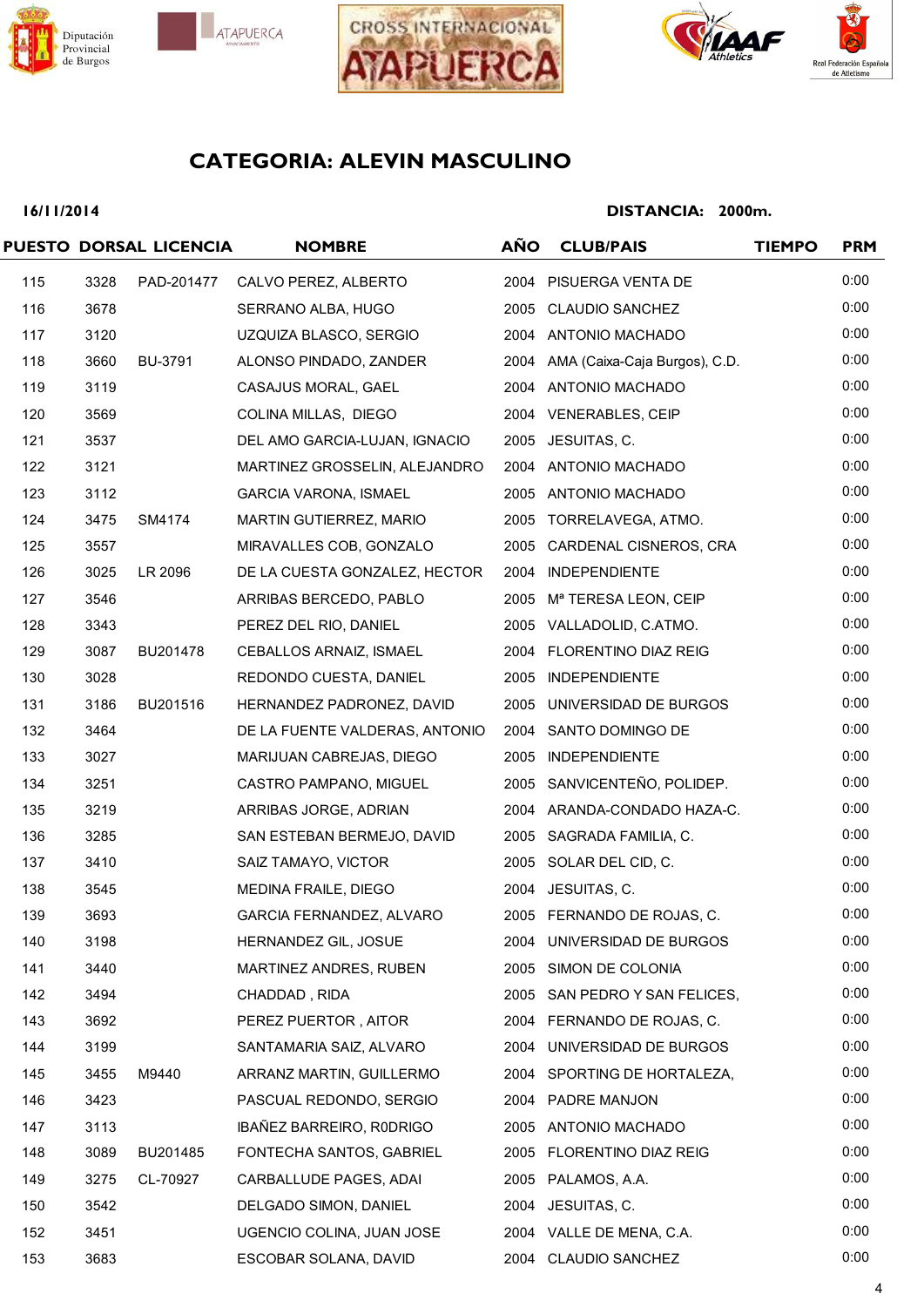## CATEGORIA: ALEVIN MASCULINO

**16/11/2014** **DISTANCIA: 2000m.**

| PUESTO | DORSAL | LICENCIA | NOMBRE | AÑO | CLUB/PAIS | TIEMPO | PRM |
|---|---|---|---|---|---|---|---|
| 115 | 3328 | PAD-201477 | CALVO PEREZ, ALBERTO | 2004 | PISUERGA VENTA DE | | 0:00 |
| 116 | 3678 | | SERRANO ALBA, HUGO | 2005 | CLAUDIO SANCHEZ | | 0:00 |
| 117 | 3120 | | UZQUIZA BLASCO, SERGIO | 2004 | ANTONIO MACHADO | | 0:00 |
| 118 | 3660 | BU-3791 | ALONSO PINDADO, ZANDER | 2004 | AMA (Caixa-Caja Burgos), C.D. | | 0:00 |
| 119 | 3119 | | CASAJUS MORAL, GAEL | 2004 | ANTONIO MACHADO | | 0:00 |
| 120 | 3569 | | COLINA MILLAS, DIEGO | 2004 | VENERABLES, CEIP | | 0:00 |
| 121 | 3537 | | DEL AMO GARCIA-LUJAN, IGNACIO | 2005 | JESUITAS, C. | | 0:00 |
| 122 | 3121 | | MARTINEZ GROSSELIN, ALEJANDRO | 2004 | ANTONIO MACHADO | | 0:00 |
| 123 | 3112 | | GARCIA VARONA, ISMAEL | 2005 | ANTONIO MACHADO | | 0:00 |
| 124 | 3475 | SM4174 | MARTIN GUTIERREZ, MARIO | 2005 | TORRELAVEGA, ATMO. | | 0:00 |
| 125 | 3557 | | MIRAVALLES COB, GONZALO | 2005 | CARDENAL CISNEROS, CRA | | 0:00 |
| 126 | 3025 | LR 2096 | DE LA CUESTA GONZALEZ, HECTOR | 2004 | INDEPENDIENTE | | 0:00 |
| 127 | 3546 | | ARRIBAS BERCEDO, PABLO | 2005 | Mª TERESA LEON, CEIP | | 0:00 |
| 128 | 3343 | | PEREZ DEL RIO, DANIEL | 2005 | VALLADOLID, C.ATMO. | | 0:00 |
| 129 | 3087 | BU201478 | CEBALLOS ARNAIZ, ISMAEL | 2004 | FLORENTINO DIAZ REIG | | 0:00 |
| 130 | 3028 | | REDONDO CUESTA, DANIEL | 2005 | INDEPENDIENTE | | 0:00 |
| 131 | 3186 | BU201516 | HERNANDEZ PADRONEZ, DAVID | 2005 | UNIVERSIDAD DE BURGOS | | 0:00 |
| 132 | 3464 | | DE LA FUENTE VALDERAS, ANTONIO | 2004 | SANTO DOMINGO DE | | 0:00 |
| 133 | 3027 | | MARIJUAN CABREJAS, DIEGO | 2005 | INDEPENDIENTE | | 0:00 |
| 134 | 3251 | | CASTRO PAMPANO, MIGUEL | 2005 | SANVICENTEÑO, POLIDEP. | | 0:00 |
| 135 | 3219 | | ARRIBAS JORGE, ADRIAN | 2004 | ARANDA-CONDADO HAZA-C. | | 0:00 |
| 136 | 3285 | | SAN ESTEBAN BERMEJO, DAVID | 2005 | SAGRADA FAMILIA, C. | | 0:00 |
| 137 | 3410 | | SAIZ TAMAYO, VICTOR | 2005 | SOLAR DEL CID, C. | | 0:00 |
| 138 | 3545 | | MEDINA FRAILE, DIEGO | 2004 | JESUITAS, C. | | 0:00 |
| 139 | 3693 | | GARCIA FERNANDEZ, ALVARO | 2005 | FERNANDO DE ROJAS, C. | | 0:00 |
| 140 | 3198 | | HERNANDEZ GIL, JOSUE | 2004 | UNIVERSIDAD DE BURGOS | | 0:00 |
| 141 | 3440 | | MARTINEZ ANDRES, RUBEN | 2005 | SIMON DE COLONIA | | 0:00 |
| 142 | 3494 | | CHADDAD , RIDA | 2005 | SAN PEDRO Y SAN FELICES, | | 0:00 |
| 143 | 3692 | | PEREZ PUERTOR , AITOR | 2004 | FERNANDO DE ROJAS, C. | | 0:00 |
| 144 | 3199 | | SANTAMARIA SAIZ, ALVARO | 2004 | UNIVERSIDAD DE BURGOS | | 0:00 |
| 145 | 3455 | M9440 | ARRANZ MARTIN, GUILLERMO | 2004 | SPORTING DE HORTALEZA, | | 0:00 |
| 146 | 3423 | | PASCUAL REDONDO, SERGIO | 2004 | PADRE MANJON | | 0:00 |
| 147 | 3113 | | IBAÑEZ BARREIRO, R0DRIGO | 2005 | ANTONIO MACHADO | | 0:00 |
| 148 | 3089 | BU201485 | FONTECHA SANTOS, GABRIEL | 2005 | FLORENTINO DIAZ REIG | | 0:00 |
| 149 | 3275 | CL-70927 | CARBALLUDE PAGES, ADAI | 2005 | PALAMOS, A.A. | | 0:00 |
| 150 | 3542 | | DELGADO SIMON, DANIEL | 2004 | JESUITAS, C. | | 0:00 |
| 152 | 3451 | | UGENCIO COLINA, JUAN JOSE | 2004 | VALLE DE MENA, C.A. | | 0:00 |
| 153 | 3683 | | ESCOBAR SOLANA, DAVID | 2004 | CLAUDIO SANCHEZ | | 0:00 |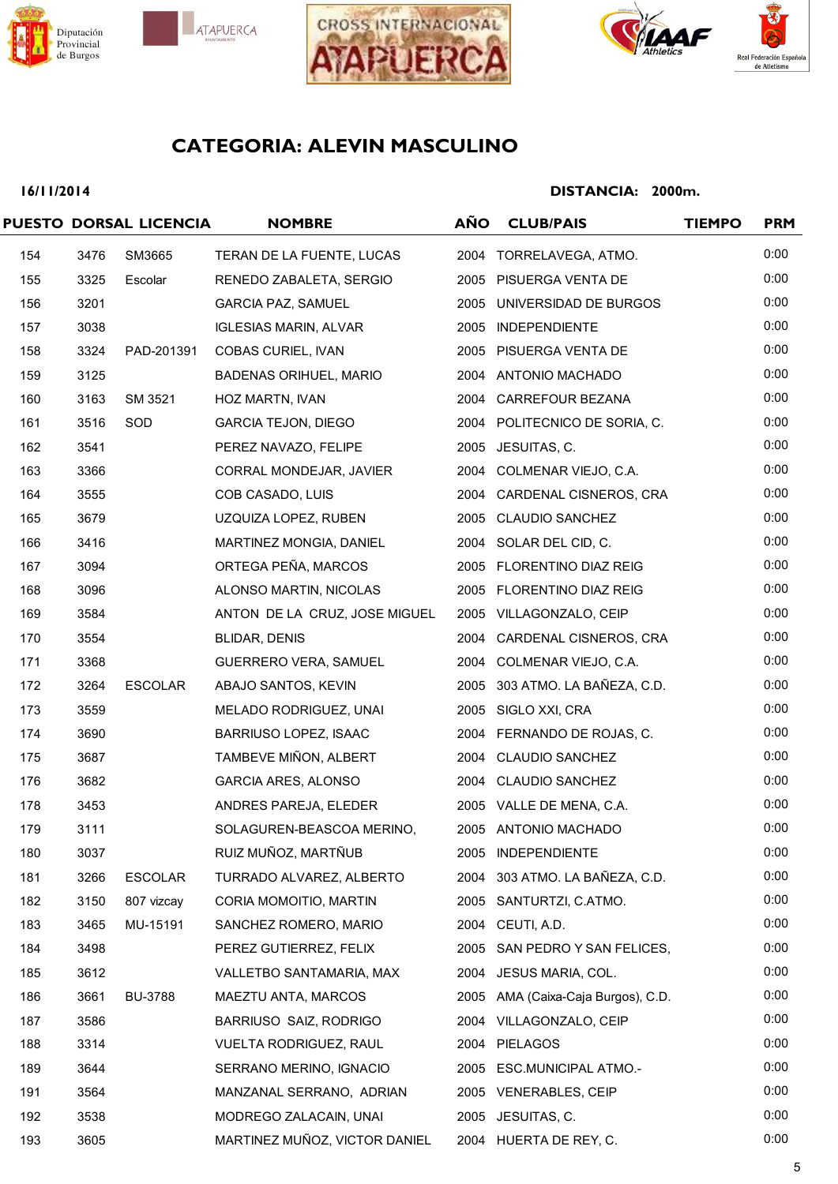# CATEGORIA: ALEVIN MASCULINO

**16/11/2014** **DISTANCIA: 2000m.**

| PUESTO | DORSAL | LICENCIA | NOMBRE | AÑO | CLUB/PAIS | TIEMPO | PRM |
|---|---|---|---|---|---|---|---|
| 154 | 3476 | SM3665 | TERAN DE LA FUENTE, LUCAS | 2004 | TORRELAVEGA, ATMO. | | 0:00 |
| 155 | 3325 | Escolar | RENEDO ZABALETA, SERGIO | 2005 | PISUERGA VENTA DE | | 0:00 |
| 156 | 3201 | | GARCIA PAZ, SAMUEL | 2005 | UNIVERSIDAD DE BURGOS | | 0:00 |
| 157 | 3038 | | IGLESIAS MARIN, ALVAR | 2005 | INDEPENDIENTE | | 0:00 |
| 158 | 3324 | PAD-201391 | COBAS CURIEL, IVAN | 2005 | PISUERGA VENTA DE | | 0:00 |
| 159 | 3125 | | BADENAS ORIHUEL, MARIO | 2004 | ANTONIO MACHADO | | 0:00 |
| 160 | 3163 | SM 3521 | HOZ MARTN, IVAN | 2004 | CARREFOUR BEZANA | | 0:00 |
| 161 | 3516 | SOD | GARCIA TEJON, DIEGO | 2004 | POLITECNICO DE SORIA, C. | | 0:00 |
| 162 | 3541 | | PEREZ NAVAZO, FELIPE | 2005 | JESUITAS, C. | | 0:00 |
| 163 | 3366 | | CORRAL MONDEJAR, JAVIER | 2004 | COLMENAR VIEJO, C.A. | | 0:00 |
| 164 | 3555 | | COB CASADO, LUIS | 2004 | CARDENAL CISNEROS, CRA | | 0:00 |
| 165 | 3679 | | UZQUIZA LOPEZ, RUBEN | 2005 | CLAUDIO SANCHEZ | | 0:00 |
| 166 | 3416 | | MARTINEZ MONGIA, DANIEL | 2004 | SOLAR DEL CID, C. | | 0:00 |
| 167 | 3094 | | ORTEGA PEÑA, MARCOS | 2005 | FLORENTINO DIAZ REIG | | 0:00 |
| 168 | 3096 | | ALONSO MARTIN, NICOLAS | 2005 | FLORENTINO DIAZ REIG | | 0:00 |
| 169 | 3584 | | ANTON DE LA CRUZ, JOSE MIGUEL | 2005 | VILLAGONZALO, CEIP | | 0:00 |
| 170 | 3554 | | BLIDAR, DENIS | 2004 | CARDENAL CISNEROS, CRA | | 0:00 |
| 171 | 3368 | | GUERRERO VERA, SAMUEL | 2004 | COLMENAR VIEJO, C.A. | | 0:00 |
| 172 | 3264 | ESCOLAR | ABAJO SANTOS, KEVIN | 2005 | 303 ATMO. LA BAÑEZA, C.D. | | 0:00 |
| 173 | 3559 | | MELADO RODRIGUEZ, UNAI | 2005 | SIGLO XXI, CRA | | 0:00 |
| 174 | 3690 | | BARRIUSO LOPEZ, ISAAC | 2004 | FERNANDO DE ROJAS, C. | | 0:00 |
| 175 | 3687 | | TAMBEVE MIÑON, ALBERT | 2004 | CLAUDIO SANCHEZ | | 0:00 |
| 176 | 3682 | | GARCIA ARES, ALONSO | 2004 | CLAUDIO SANCHEZ | | 0:00 |
| 178 | 3453 | | ANDRES PAREJA, ELEDER | 2005 | VALLE DE MENA, C.A. | | 0:00 |
| 179 | 3111 | | SOLAGUREN-BEASCOA MERINO, | 2005 | ANTONIO MACHADO | | 0:00 |
| 180 | 3037 | | RUIZ MUÑOZ, MARTÑUB | 2005 | INDEPENDIENTE | | 0:00 |
| 181 | 3266 | ESCOLAR | TURRADO ALVAREZ, ALBERTO | 2004 | 303 ATMO. LA BAÑEZA, C.D. | | 0:00 |
| 182 | 3150 | 807 vizcay | CORIA MOMOITIO, MARTIN | 2005 | SANTURTZI, C.ATMO. | | 0:00 |
| 183 | 3465 | MU-15191 | SANCHEZ ROMERO, MARIO | 2004 | CEUTI, A.D. | | 0:00 |
| 184 | 3498 | | PEREZ GUTIERREZ, FELIX | 2005 | SAN PEDRO Y SAN FELICES, | | 0:00 |
| 185 | 3612 | | VALLETBO SANTAMARIA, MAX | 2004 | JESUS MARIA, COL. | | 0:00 |
| 186 | 3661 | BU-3788 | MAEZTU ANTA, MARCOS | 2005 | AMA (Caixa-Caja Burgos), C.D. | | 0:00 |
| 187 | 3586 | | BARRIUSO SAIZ, RODRIGO | 2004 | VILLAGONZALO, CEIP | | 0:00 |
| 188 | 3314 | | VUELTA RODRIGUEZ, RAUL | 2004 | PIELAGOS | | 0:00 |
| 189 | 3644 | | SERRANO MERINO, IGNACIO | 2005 | ESC.MUNICIPAL ATMO.- | | 0:00 |
| 191 | 3564 | | MANZANAL SERRANO, ADRIAN | 2005 | VENERABLES, CEIP | | 0:00 |
| 192 | 3538 | | MODREGO ZALACAIN, UNAI | 2005 | JESUITAS, C. | | 0:00 |
| 193 | 3605 | | MARTINEZ MUÑOZ, VICTOR DANIEL | 2004 | HUERTA DE REY, C. | | 0:00 |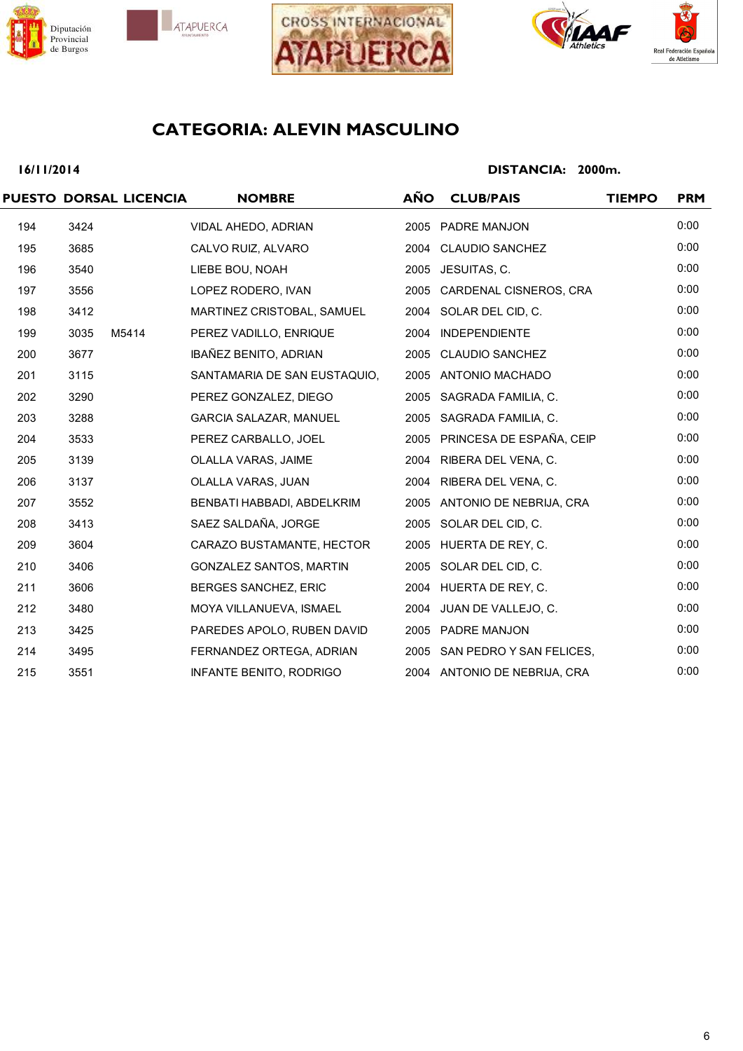## CATEGORIA: ALEVIN MASCULINO

**16/11/2014** **DISTANCIA: 2000m.**

| PUESTO | DORSAL | LICENCIA | NOMBRE | AÑO | CLUB/PAIS | TIEMPO | PRM |
|---|---|---|---|---|---|---|---|
| 194 | 3424 | | VIDAL AHEDO, ADRIAN | 2005 | PADRE MANJON | | 0:00 |
| 195 | 3685 | | CALVO RUIZ, ALVARO | 2004 | CLAUDIO SANCHEZ | | 0:00 |
| 196 | 3540 | | LIEBE BOU, NOAH | 2005 | JESUITAS, C. | | 0:00 |
| 197 | 3556 | | LOPEZ RODERO, IVAN | 2005 | CARDENAL CISNEROS, CRA | | 0:00 |
| 198 | 3412 | | MARTINEZ CRISTOBAL, SAMUEL | 2004 | SOLAR DEL CID, C. | | 0:00 |
| 199 | 3035 | M5414 | PEREZ VADILLO, ENRIQUE | 2004 | INDEPENDIENTE | | 0:00 |
| 200 | 3677 | | IBAÑEZ BENITO, ADRIAN | 2005 | CLAUDIO SANCHEZ | | 0:00 |
| 201 | 3115 | | SANTAMARIA DE SAN EUSTAQUIO, | 2005 | ANTONIO MACHADO | | 0:00 |
| 202 | 3290 | | PEREZ GONZALEZ, DIEGO | 2005 | SAGRADA FAMILIA, C. | | 0:00 |
| 203 | 3288 | | GARCIA SALAZAR, MANUEL | 2005 | SAGRADA FAMILIA, C. | | 0:00 |
| 204 | 3533 | | PEREZ CARBALLO, JOEL | 2005 | PRINCESA DE ESPAÑA, CEIP | | 0:00 |
| 205 | 3139 | | OLALLA VARAS, JAIME | 2004 | RIBERA DEL VENA, C. | | 0:00 |
| 206 | 3137 | | OLALLA VARAS, JUAN | 2004 | RIBERA DEL VENA, C. | | 0:00 |
| 207 | 3552 | | BENBATI HABBADI, ABDELKRIM | 2005 | ANTONIO DE NEBRIJA, CRA | | 0:00 |
| 208 | 3413 | | SAEZ SALDAÑA, JORGE | 2005 | SOLAR DEL CID, C. | | 0:00 |
| 209 | 3604 | | CARAZO BUSTAMANTE, HECTOR | 2005 | HUERTA DE REY, C. | | 0:00 |
| 210 | 3406 | | GONZALEZ SANTOS, MARTIN | 2005 | SOLAR DEL CID, C. | | 0:00 |
| 211 | 3606 | | BERGES SANCHEZ, ERIC | 2004 | HUERTA DE REY, C. | | 0:00 |
| 212 | 3480 | | MOYA VILLANUEVA, ISMAEL | 2004 | JUAN DE VALLEJO, C. | | 0:00 |
| 213 | 3425 | | PAREDES APOLO, RUBEN DAVID | 2005 | PADRE MANJON | | 0:00 |
| 214 | 3495 | | FERNANDEZ ORTEGA, ADRIAN | 2005 | SAN PEDRO Y SAN FELICES, | | 0:00 |
| 215 | 3551 | | INFANTE BENITO, RODRIGO | 2004 | ANTONIO DE NEBRIJA, CRA | | 0:00 |